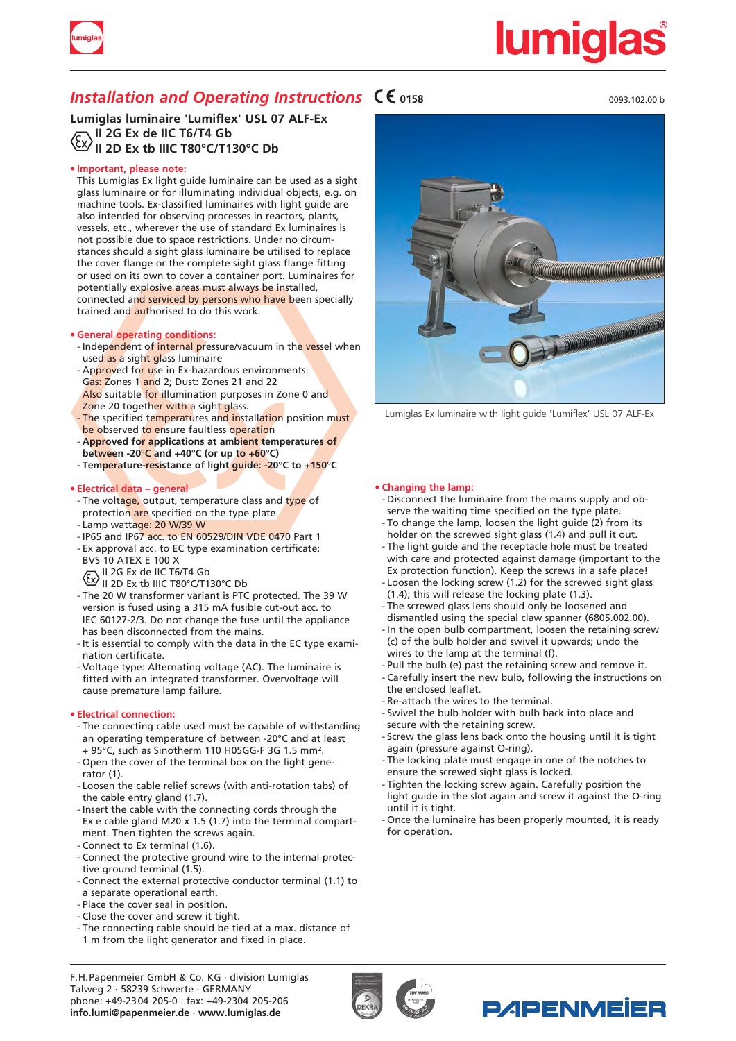# *Installation and Operating Instructions* CE 0158

0093.102.00 b

## Lumiglas luminaire 'Lumiflex' USL 07 ALF-Ex

**Ex II 2G Ex de IIC T6/T4 Gb**
**II 2D Ex tb IIIC T80°C/T130°C Db**

**• Important, please note:**

This Lumiglas Ex light guide luminaire can be used as a sight glass luminaire or for illuminating individual objects, e.g. on machine tools. Ex-classified luminaires with light guide are also intended for observing processes in reactors, plants, vessels, etc., wherever the use of standard Ex luminaires is not possible due to space restrictions. Under no circumstances should a sight glass luminaire be utilised to replace the cover flange or the complete sight glass flange fitting or used on its own to cover a container port. Luminaires for potentially explosive areas must always be installed, connected and serviced by persons who have been specially trained and authorised to do this work.

**• General operating conditions:**

- Independent of internal pressure/vacuum in the vessel when used as a sight glass luminaire
- Approved for use in Ex-hazardous environments: Gas: Zones 1 and 2; Dust: Zones 21 and 22. Also suitable for illumination purposes in Zone 0 and Zone 20 together with a sight glass.
- The specified temperatures and installation position must be observed to ensure faultless operation
- **Approved for applications at ambient temperatures of between -20°C and +40°C (or up to +60°C)**
- **Temperature-resistance of light guide: -20°C to +150°C**

**• Electrical data – general**

- The voltage, output, temperature class and type of protection are specified on the type plate
- Lamp wattage: 20 W/39 W
- IP65 and IP67 acc. to EN 60529/DIN VDE 0470 Part 1
- Ex approval acc. to EC type examination certificate: BVS 10 ATEX E 100 X
  Ex II 2G Ex de IIC T6/T4 Gb
  II 2D Ex tb IIIC T80°C/T130°C Db
- The 20 W transformer variant is PTC protected. The 39 W version is fused using a 315 mA fusible cut-out acc. to IEC 60127-2/3. Do not change the fuse until the appliance has been disconnected from the mains.
- It is essential to comply with the data in the EC type examination certificate.
- Voltage type: Alternating voltage (AC). The luminaire is fitted with an integrated transformer. Overvoltage will cause premature lamp failure.

**• Electrical connection:**

- The connecting cable used must be capable of withstanding an operating temperature of between -20°C and at least + 95°C, such as Sinotherm 110 H05GG-F 3G 1.5 mm².
- Open the cover of the terminal box on the light generator (1).
- Loosen the cable relief screws (with anti-rotation tabs) of the cable entry gland (1.7).
- Insert the cable with the connecting cords through the Ex e cable gland M20 x 1.5 (1.7) into the terminal compartment. Then tighten the screws again.
- Connect to Ex terminal (1.6).
- Connect the protective ground wire to the internal protective ground terminal (1.5).
- Connect the external protective conductor terminal (1.1) to a separate operational earth.
- Place the cover seal in position.
- Close the cover and screw it tight.
- The connecting cable should be tied at a max. distance of 1 m from the light generator and fixed in place.

Lumiglas Ex luminaire with light guide 'Lumiflex' USL 07 ALF-Ex

**• Changing the lamp:**

- Disconnect the luminaire from the mains supply and observe the waiting time specified on the type plate.
- To change the lamp, loosen the light guide (2) from its holder on the screwed sight glass (1.4) and pull it out.
- The light guide and the receptacle hole must be treated with care and protected against damage (important to the Ex protection function). Keep the screws in a safe place!
- Loosen the locking screw (1.2) for the screwed sight glass (1.4); this will release the locking plate (1.3).
- The screwed glass lens should only be loosened and dismantled using the special claw spanner (6805.002.00).
- In the open bulb compartment, loosen the retaining screw (c) of the bulb holder and swivel it upwards; undo the wires to the lamp at the terminal (f).
- Pull the bulb (e) past the retaining screw and remove it.
- Carefully insert the new bulb, following the instructions on the enclosed leaflet.
- Re-attach the wires to the terminal.
- Swivel the bulb holder with bulb back into place and secure with the retaining screw.
- Screw the glass lens back onto the housing until it is tight again (pressure against O-ring).
- The locking plate must engage in one of the notches to ensure the screwed sight glass is locked.
- Tighten the locking screw again. Carefully position the light guide in the slot again and screw it against the O-ring until it is tight.
- Once the luminaire has been properly mounted, it is ready for operation.

F.H.Papenmeier GmbH & Co. KG · division Lumiglas
Talweg 2 · 58239 Schwerte · GERMANY
phone: +49-2304 205-0 · fax: +49-2304 205-206
**info.lumi@papenmeier.de · www.lumiglas.de**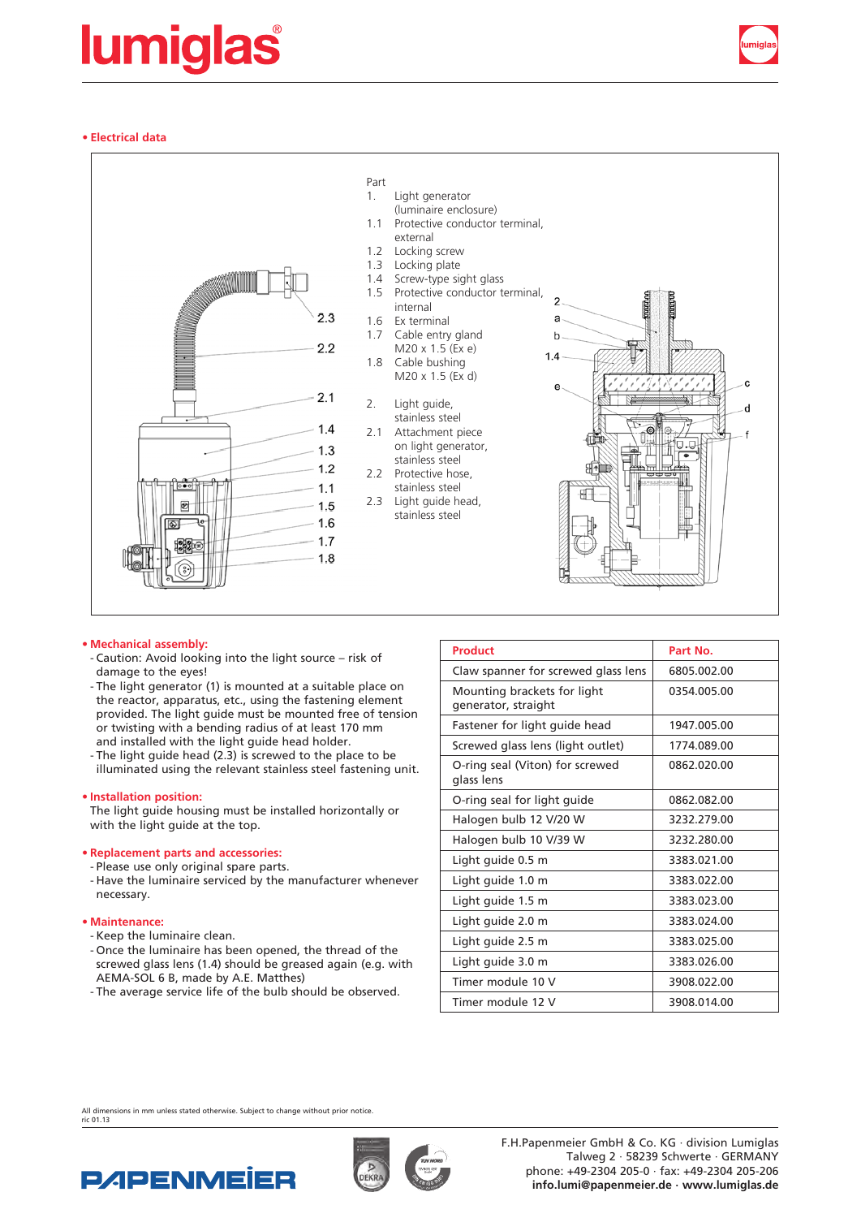• **Electrical data**

Part

1. Light generator (luminaire enclosure)
1.1 Protective conductor terminal, external
1.2 Locking screw
1.3 Locking plate
1.4 Screw-type sight glass
1.5 Protective conductor terminal, internal
1.6 Ex terminal
1.7 Cable entry gland M20 x 1.5 (Ex e)
1.8 Cable bushing M20 x 1.5 (Ex d)

2. Light guide, stainless steel
2.1 Attachment piece on light generator, stainless steel
2.2 Protective hose, stainless steel
2.3 Light guide head, stainless steel

2.3
2.2
2.1
1.4
1.3
1.2
1.1
1.5
1.6
1.7
1.8

2
a
b
1.4
e
c
d
f

## • Mechanical assembly:

- Caution: Avoid looking into the light source – risk of damage to the eyes!
- The light generator (1) is mounted at a suitable place on the reactor, apparatus, etc., using the fastening element provided. The light guide must be mounted free of tension or twisting with a bending radius of at least 170 mm and installed with the light guide head holder.
- The light guide head (2.3) is screwed to the place to be illuminated using the relevant stainless steel fastening unit.

## • Installation position:

The light guide housing must be installed horizontally or with the light guide at the top.

## • Replacement parts and accessories:

- Please use only original spare parts.
- Have the luminaire serviced by the manufacturer whenever necessary.

## • Maintenance:

- Keep the luminaire clean.
- Once the luminaire has been opened, the thread of the screwed glass lens (1.4) should be greased again (e.g. with AEMA-SOL 6 B, made by A.E. Matthes)
- The average service life of the bulb should be observed.

| Product | Part No. |
|---|---|
| Claw spanner for screwed glass lens | 6805.002.00 |
| Mounting brackets for light generator, straight | 0354.005.00 |
| Fastener for light guide head | 1947.005.00 |
| Screwed glass lens (light outlet) | 1774.089.00 |
| O-ring seal (Viton) for screwed glass lens | 0862.020.00 |
| O-ring seal for light guide | 0862.082.00 |
| Halogen bulb 12 V/20 W | 3232.279.00 |
| Halogen bulb 10 V/39 W | 3232.280.00 |
| Light guide 0.5 m | 3383.021.00 |
| Light guide 1.0 m | 3383.022.00 |
| Light guide 1.5 m | 3383.023.00 |
| Light guide 2.0 m | 3383.024.00 |
| Light guide 2.5 m | 3383.025.00 |
| Light guide 3.0 m | 3383.026.00 |
| Timer module 10 V | 3908.022.00 |
| Timer module 12 V | 3908.014.00 |

All dimensions in mm unless stated otherwise. Subject to change without prior notice.
ric 01.13

F.H.Papenmeier GmbH & Co. KG · division Lumiglas
Talweg 2 · 58239 Schwerte · GERMANY
phone: +49-2304 205-0 · fax: +49-2304 205-206
**info.lumi@papenmeier.de · www.lumiglas.de**